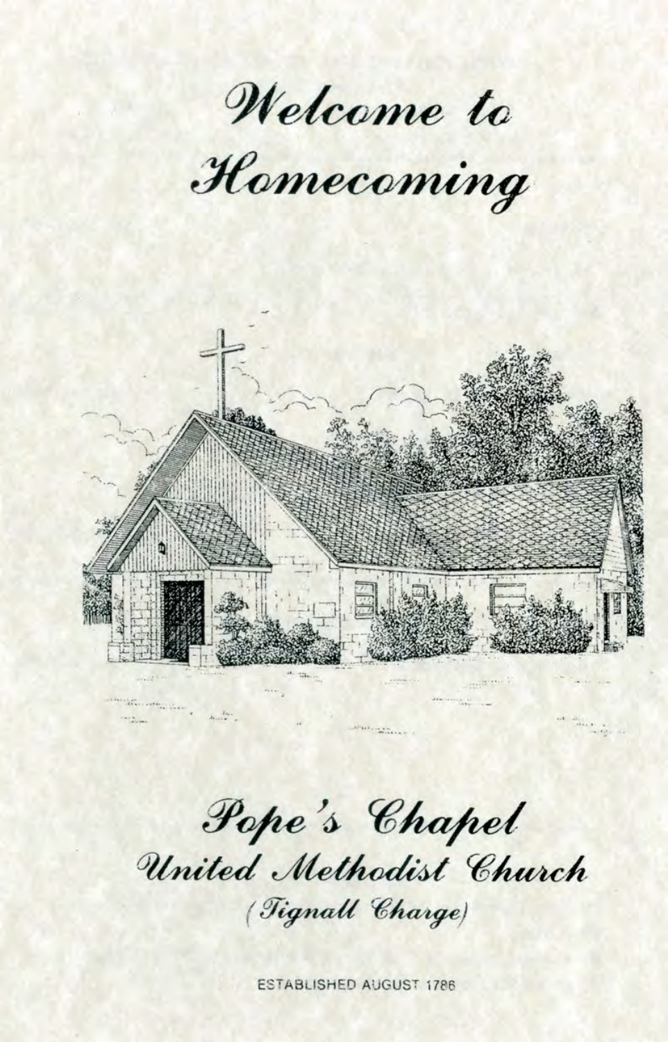# *Welcome to Homecoming*

## *Pope's Chapel*

### *United Methodist Church*

*(Tignall Charge)*

ESTABLISHED AUGUST 1786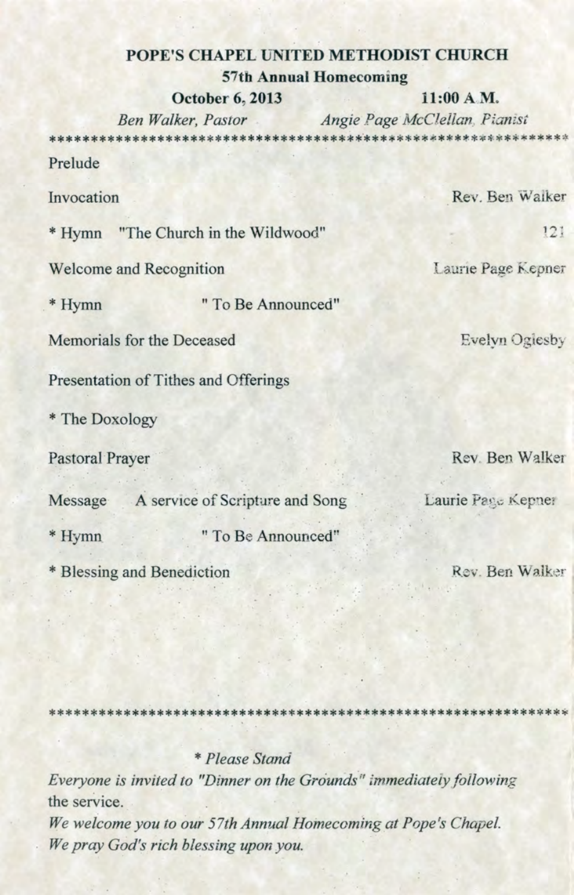# POPE'S CHAPEL UNITED METHODIST CHURCH

## 57th Annual Homecoming

**October 6, 2013** **11:00 A.M.**

*Ben Walker, Pastor* *Angie Page McClellan, Pianist*

**************************************************************

Prelude

Invocation — Rev. Ben Walker

* Hymn "The Church in the Wildwood" — 121

Welcome and Recognition — Laurie Page Kepner

* Hymn " To Be Announced"

Memorials for the Deceased — Evelyn Oglesby

Presentation of Tithes and Offerings

* The Doxology

Pastoral Prayer — Rev. Ben Walker

Message A service of Scripture and Song — Laurie Page Kepner

* Hymn " To Be Announced"

* Blessing and Benediction — Rev. Ben Walker

**************************************************************

*\* Please Stand*

*Everyone is invited to "Dinner on the Grounds" immediately following* the service.

*We welcome you to our 57th Annual Homecoming at Pope's Chapel.*
*We pray God's rich blessing upon you.*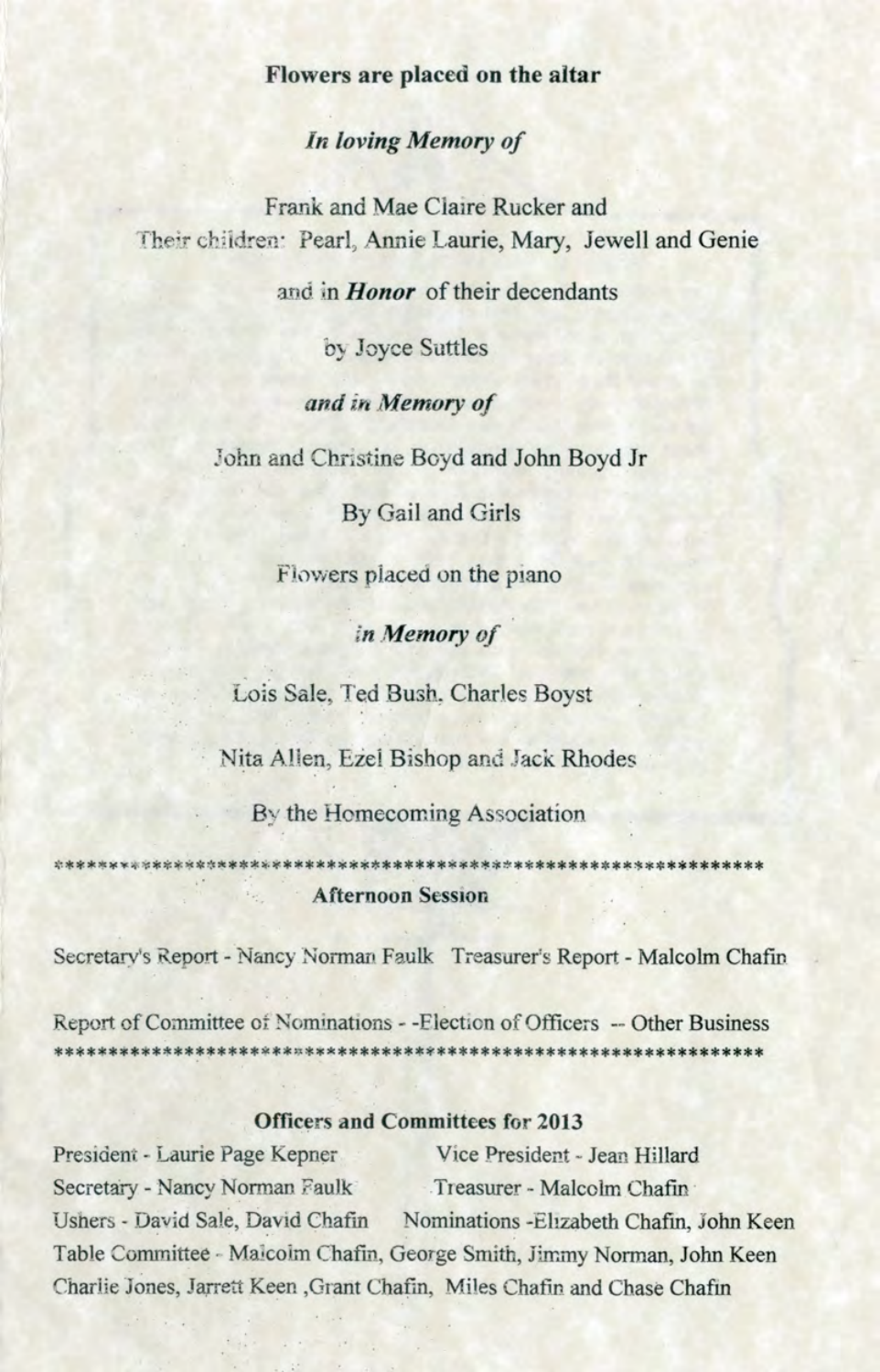**Flowers are placed on the altar**

*In loving Memory of*

Frank and Mae Claire Rucker and
Their children: Pearl, Annie Laurie, Mary, Jewell and Genie

and in ***Honor*** of their decendants

by Joyce Suttles

*and in Memory of*

John and Christine Boyd and John Boyd Jr

By Gail and Girls

Flowers placed on the piano

*in Memory of*

Lois Sale, Ted Bush, Charles Boyst

Nita Allen, Ezel Bishop and Jack Rhodes

By the Homecoming Association

****************************************************************

**Afternoon Session**

Secretary's Report - Nancy Norman Faulk   Treasurer's Report - Malcolm Chafin

Report of Committee of Nominations - -Election of Officers -- Other Business

****************************************************************

**Officers and Committees for 2013**

President - Laurie Page Kepner   Vice President - Jean Hillard
Secretary - Nancy Norman Faulk   Treasurer - Malcolm Chafin
Ushers - David Sale, David Chafin   Nominations -Elizabeth Chafin, John Keen
Table Committee - Malcolm Chafin, George Smith, Jimmy Norman, John Keen
Charlie Jones, Jarrett Keen ,Grant Chafin, Miles Chafin and Chase Chafin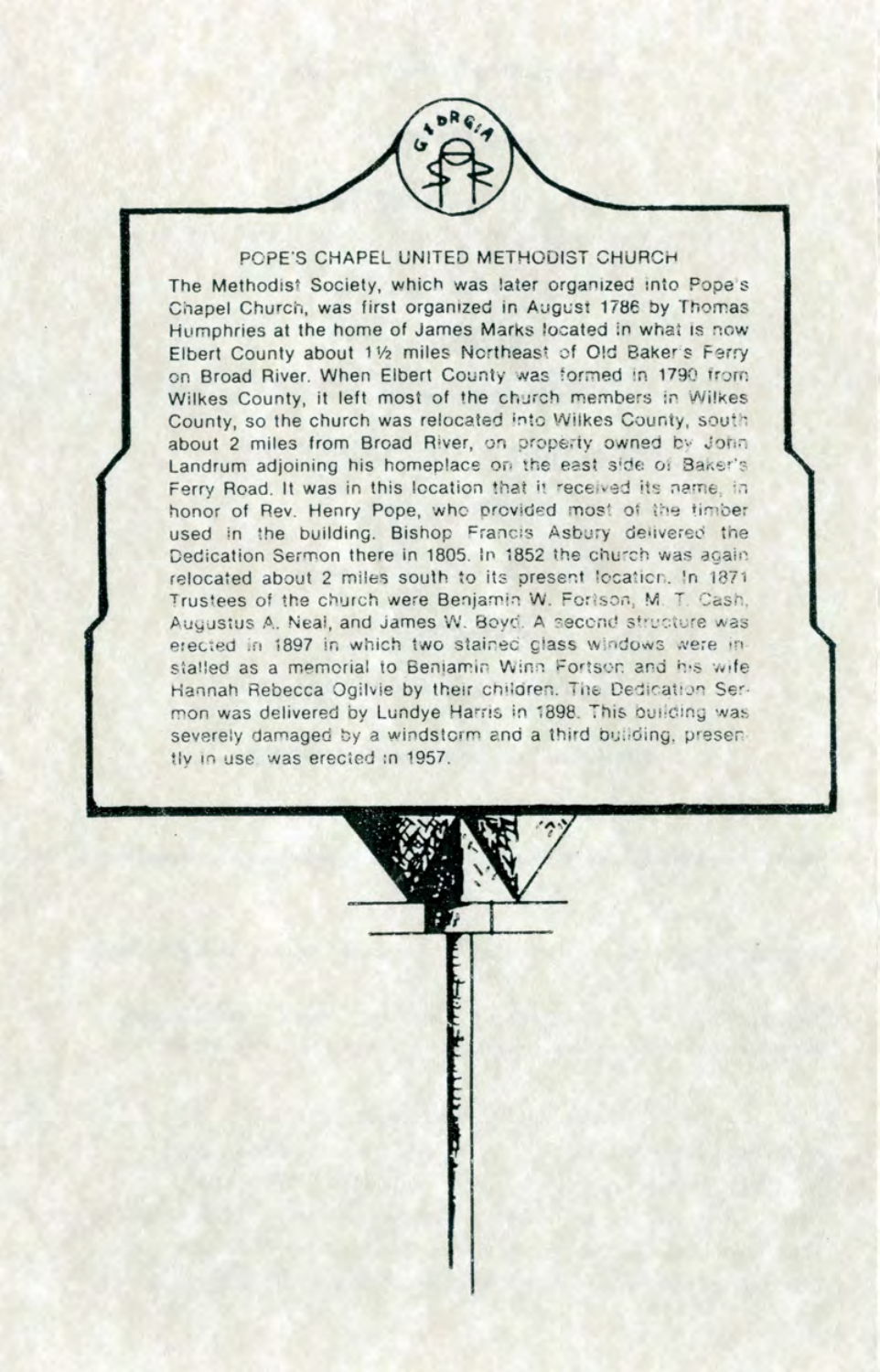## POPE'S CHAPEL UNITED METHODIST CHURCH

The Methodist Society, which was later organized into Pope's Chapel Church, was first organized in August 1786 by Thomas Humphries at the home of James Marks located in what is now Elbert County about 1½ miles Northeast of Old Baker's Ferry on Broad River. When Elbert County was formed in 1790 from Wilkes County, it left most of the church members in Wilkes County, so the church was relocated into Wilkes County, south about 2 miles from Broad River, on property owned by John Landrum adjoining his homeplace on the east side of Baker's Ferry Road. It was in this location that it received its name, in honor of Rev. Henry Pope, who provided most of the timber used in the building. Bishop Francis Asbury delivered the Dedication Sermon there in 1805. In 1852 the church was again relocated about 2 miles south to its present location. In 1871 Trustees of the church were Benjamin W. Fortson, M. T. Cash, Augustus A. Neal, and James W. Boyd. A second structure was erected in 1897 in which two stained glass windows were installed as a memorial to Benjamin Winn Fortson and his wife Hannah Rebecca Ogilvie by their children. The Dedication Sermon was delivered by Lundye Harris in 1898. This building was severely damaged by a windstorm and a third building, presently in use, was erected in 1957.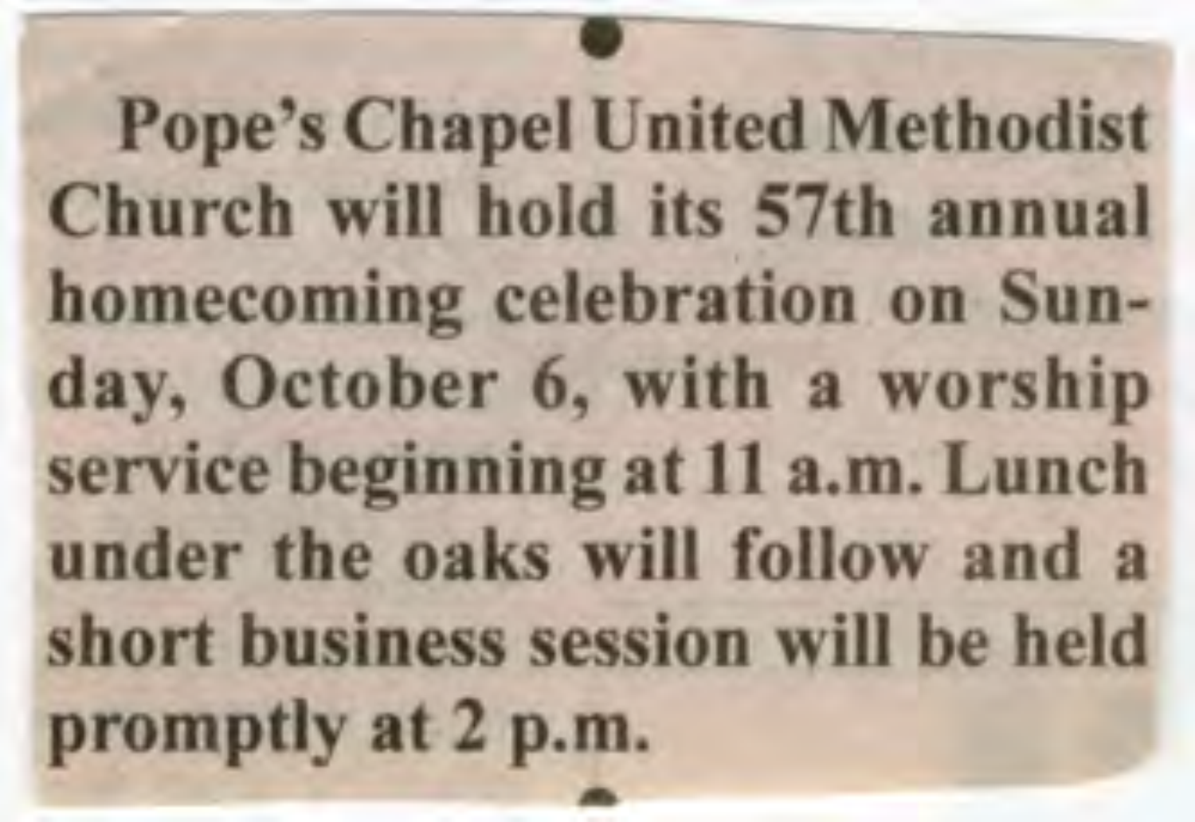Pope's Chapel United Methodist Church will hold its 57th annual homecoming celebration on Sunday, October 6, with a worship service beginning at 11 a.m. Lunch under the oaks will follow and a short business session will be held promptly at 2 p.m.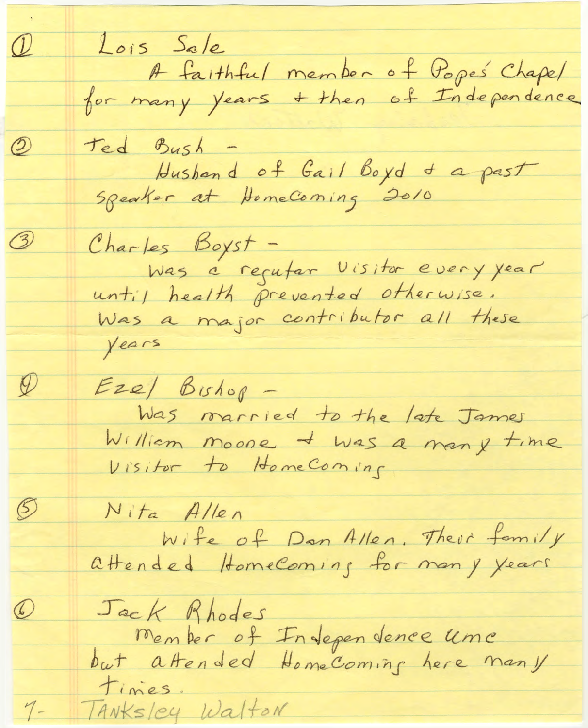1. Lois Sale
   A faithful member of Popes Chapel for many years + then of Independence

2. Ted Bush -
   Husband of Gail Boyd + a past speaker at HomeComing 2010

3. Charles Boyst -
   Was a regular Visitor every year until health prevented otherwise. Was a major contributor all these years

4. Ezel Bishop -
   Was married to the late James William Moone + was a many time Visitor to HomeComing

5. Nita Allen
   Wife of Dan Allen. Their family attended HomeComing for many years

6. Jack Rhodes
   Member of Independence UMC but attended HomeComing here many times.

7- TANKSLEY Walton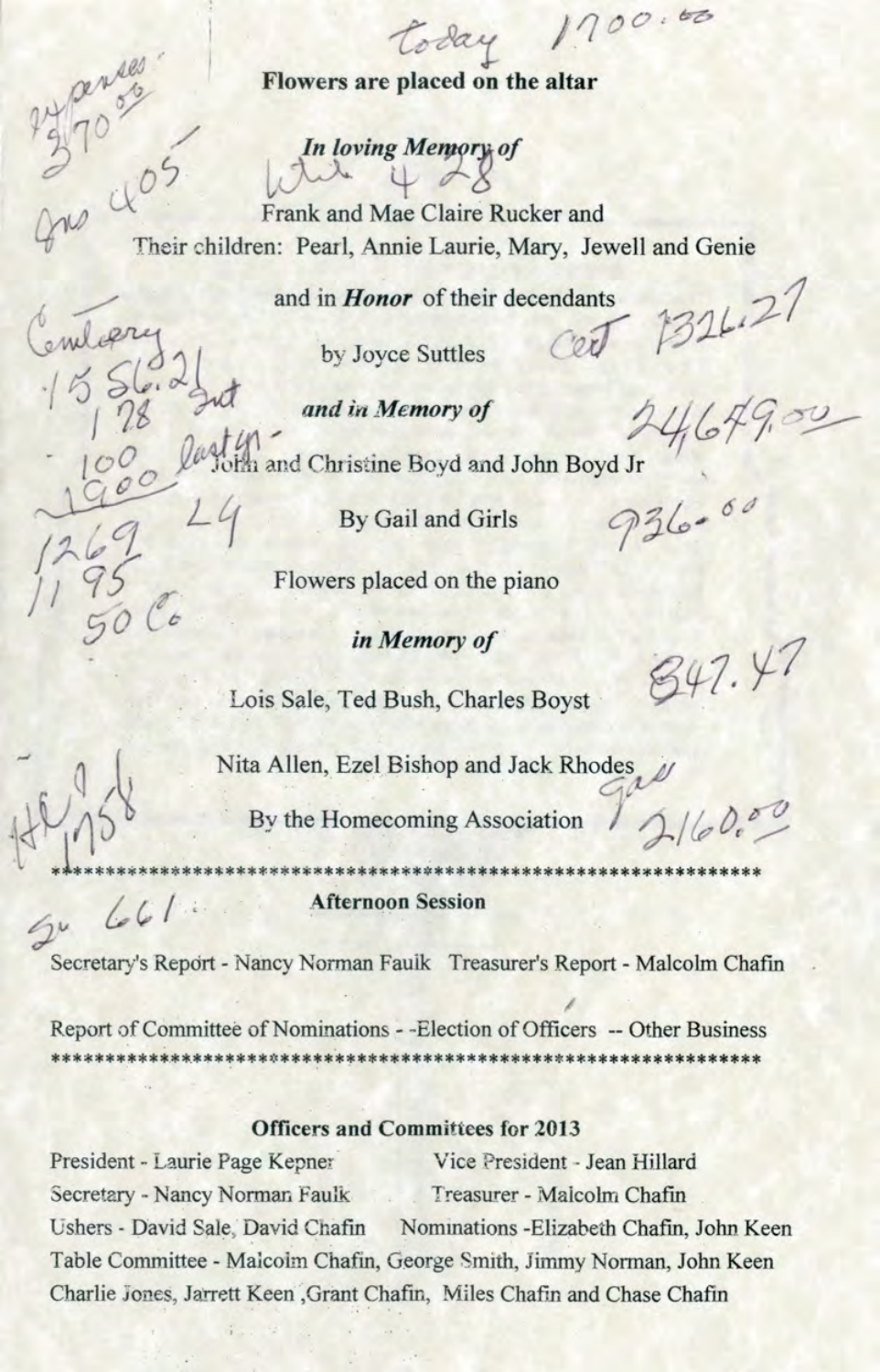**Flowers are placed on the altar**

***In loving Memory of***

Frank and Mae Claire Rucker and
Their children: Pearl, Annie Laurie, Mary, Jewell and Genie

and in ***Honor*** of their decendants

by Joyce Suttles

***and in Memory of***

John and Christine Boyd and John Boyd Jr

By Gail and Girls

Flowers placed on the piano

***in Memory of***

Lois Sale, Ted Bush, Charles Boyst

Nita Allen, Ezel Bishop and Jack Rhodes

By the Homecoming Association

\*\*\*\*\*\*\*\*\*\*\*\*\*\*\*\*\*\*\*\*\*\*\*\*\*\*\*\*\*\*\*\*\*\*\*\*\*\*\*\*\*\*\*\*\*\*\*\*\*\*\*\*\*\*\*\*\*\*\*\*\*\*

**Afternoon Session**

Secretary's Report - Nancy Norman Faulk   Treasurer's Report - Malcolm Chafin

Report of Committee of Nominations - -Election of Officers -- Other Business

\*\*\*\*\*\*\*\*\*\*\*\*\*\*\*\*\*\*\*\*\*\*\*\*\*\*\*\*\*\*\*\*\*\*\*\*\*\*\*\*\*\*\*\*\*\*\*\*\*\*\*\*\*\*\*\*\*\*\*\*\*\*

**Officers and Committees for 2013**

President - Laurie Page Kepner   Vice President - Jean Hillard
Secretary - Nancy Norman Faulk   Treasurer - Malcolm Chafin
Ushers - David Sale, David Chafin   Nominations -Elizabeth Chafin, John Keen
Table Committee - Malcolm Chafin, George Smith, Jimmy Norman, John Keen
Charlie Jones, Jarrett Keen ,Grant Chafin, Miles Chafin and Chase Chafin